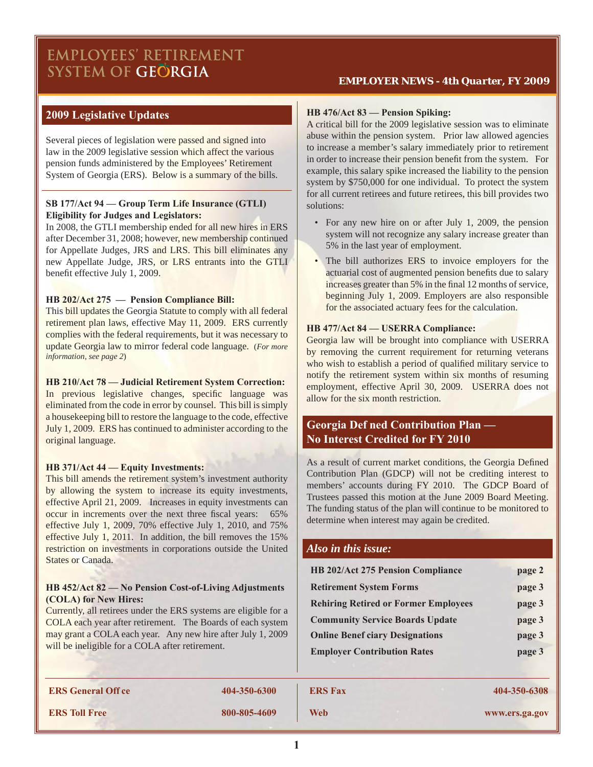# EMPLOYEES' RETIREMENT SYSTEM OF GEORGIA

**EMPLOYER NEWS - 4th Quarter, FY 2009**

## 2009 Legislative Updates

Several pieces of legislation were passed and signed into law in the 2009 legislative session which affect the various pension funds administered by the Employees' Retirement System of Georgia (ERS). Below is a summary of the bills.

**SB 177/Act 94 — Group Term Life Insurance (GTLI) Eligibility for Judges and Legislators:**
In 2008, the GTLI membership ended for all new hires in ERS after December 31, 2008; however, new membership continued for Appellate Judges, JRS and LRS. This bill eliminates any new Appellate Judge, JRS, or LRS entrants into the GTLI benefit effective July 1, 2009.

**HB 202/Act 275 — Pension Compliance Bill:**
This bill updates the Georgia Statute to comply with all federal retirement plan laws, effective May 11, 2009. ERS currently complies with the federal requirements, but it was necessary to update Georgia law to mirror federal code language. (*For more information, see page 2*)

**HB 210/Act 78 — Judicial Retirement System Correction:**
In previous legislative changes, specific language was eliminated from the code in error by counsel. This bill is simply a housekeeping bill to restore the language to the code, effective July 1, 2009. ERS has continued to administer according to the original language.

**HB 371/Act 44 — Equity Investments:**
This bill amends the retirement system's investment authority by allowing the system to increase its equity investments, effective April 21, 2009. Increases in equity investments can occur in increments over the next three fiscal years: 65% effective July 1, 2009, 70% effective July 1, 2010, and 75% effective July 1, 2011. In addition, the bill removes the 15% restriction on investments in corporations outside the United States or Canada.

**HB 452/Act 82 — No Pension Cost-of-Living Adjustments (COLA) for New Hires:**
Currently, all retirees under the ERS systems are eligible for a COLA each year after retirement. The Boards of each system may grant a COLA each year. Any new hire after July 1, 2009 will be ineligible for a COLA after retirement.

**HB 476/Act 83 — Pension Spiking:**
A critical bill for the 2009 legislative session was to eliminate abuse within the pension system. Prior law allowed agencies to increase a member's salary immediately prior to retirement in order to increase their pension benefit from the system. For example, this salary spike increased the liability to the pension system by $750,000 for one individual. To protect the system for all current retirees and future retirees, this bill provides two solutions:

- For any new hire on or after July 1, 2009, the pension system will not recognize any salary increase greater than 5% in the last year of employment.
- The bill authorizes ERS to invoice employers for the actuarial cost of augmented pension benefits due to salary increases greater than 5% in the final 12 months of service, beginning July 1, 2009. Employers are also responsible for the associated actuary fees for the calculation.

**HB 477/Act 84 — USERRA Compliance:**
Georgia law will be brought into compliance with USERRA by removing the current requirement for returning veterans who wish to establish a period of qualified military service to notify the retirement system within six months of resuming employment, effective April 30, 2009. USERRA does not allow for the six month restriction.

## Georgia Defined Contribution Plan — No Interest Credited for FY 2010

As a result of current market conditions, the Georgia Defined Contribution Plan (GDCP) will not be crediting interest to members' accounts during FY 2010. The GDCP Board of Trustees passed this motion at the June 2009 Board Meeting. The funding status of the plan will continue to be monitored to determine when interest may again be credited.

## *Also in this issue:*

| | |
|---|---|
| **HB 202/Act 275 Pension Compliance** | **page 2** |
| **Retirement System Forms** | **page 3** |
| **Rehiring Retired or Former Employees** | **page 3** |
| **Community Service Boards Update** | **page 3** |
| **Online Beneficiary Designations** | **page 3** |
| **Employer Contribution Rates** | **page 3** |

| | | | |
|---|---|---|---|
| **ERS General Office** | **404-350-6300** | **ERS Fax** | **404-350-6308** |
| **ERS Toll Free** | **800-805-4609** | **Web** | **www.ers.ga.gov** |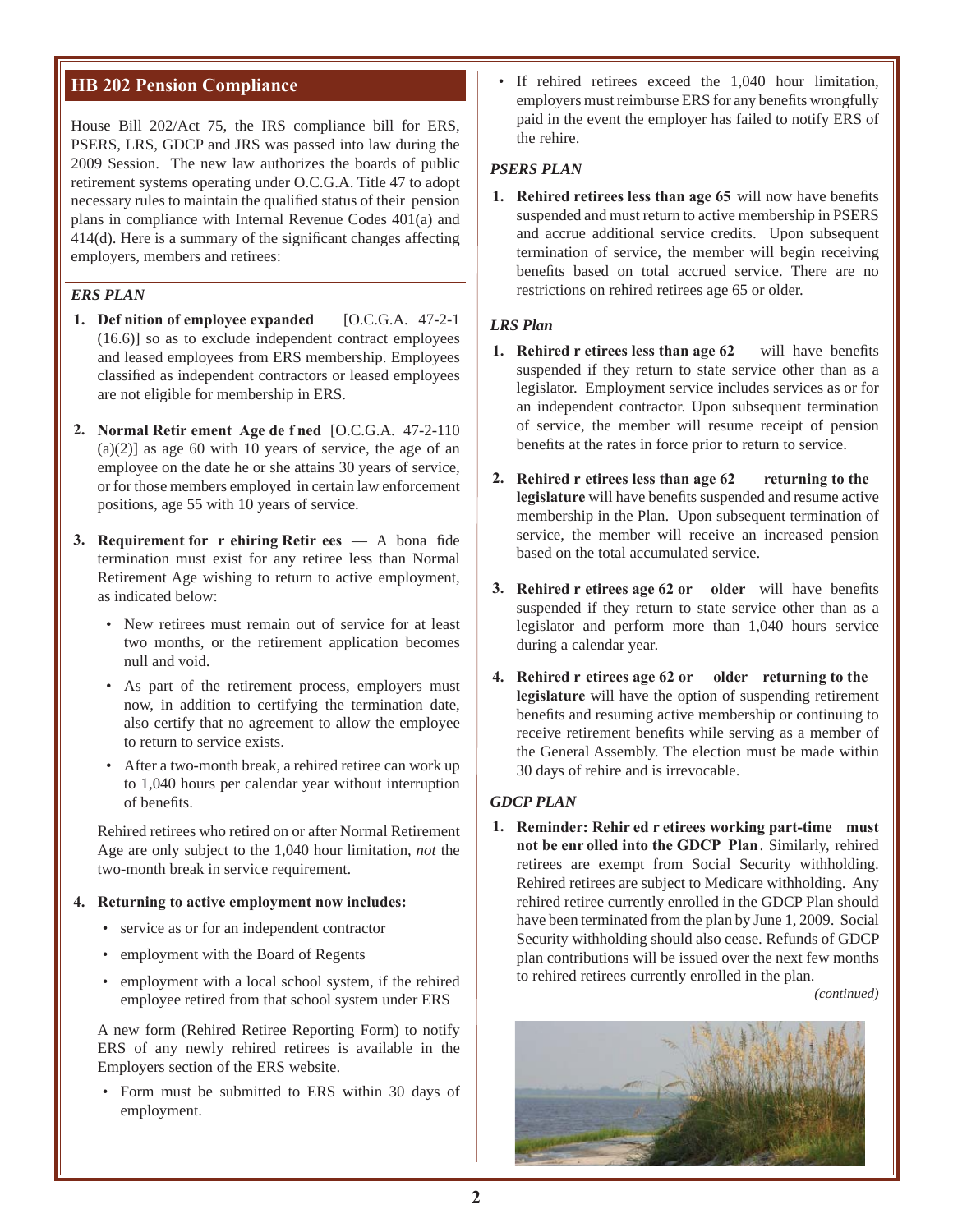## HB 202 Pension Compliance

House Bill 202/Act 75, the IRS compliance bill for ERS, PSERS, LRS, GDCP and JRS was passed into law during the 2009 Session. The new law authorizes the boards of public retirement systems operating under O.C.G.A. Title 47 to adopt necessary rules to maintain the qualified status of their pension plans in compliance with Internal Revenue Codes 401(a) and 414(d). Here is a summary of the significant changes affecting employers, members and retirees:

### *ERS PLAN*

1. **Definition of employee expanded** [O.C.G.A. 47-2-1 (16.6)] so as to exclude independent contract employees and leased employees from ERS membership. Employees classified as independent contractors or leased employees are not eligible for membership in ERS.

2. **Normal Retirement Age defined** [O.C.G.A. 47-2-110 (a)(2)] as age 60 with 10 years of service, the age of an employee on the date he or she attains 30 years of service, or for those members employed in certain law enforcement positions, age 55 with 10 years of service.

3. **Requirement for rehiring Retirees** — A bona fide termination must exist for any retiree less than Normal Retirement Age wishing to return to active employment, as indicated below:

   - New retirees must remain out of service for at least two months, or the retirement application becomes null and void.
   - As part of the retirement process, employers must now, in addition to certifying the termination date, also certify that no agreement to allow the employee to return to service exists.
   - After a two-month break, a rehired retiree can work up to 1,040 hours per calendar year without interruption of benefits.

   Rehired retirees who retired on or after Normal Retirement Age are only subject to the 1,040 hour limitation, *not* the two-month break in service requirement.

4. **Returning to active employment now includes:**

   - service as or for an independent contractor
   - employment with the Board of Regents
   - employment with a local school system, if the rehired employee retired from that school system under ERS

   A new form (Rehired Retiree Reporting Form) to notify ERS of any newly rehired retirees is available in the Employers section of the ERS website.

   - Form must be submitted to ERS within 30 days of employment.
   - If rehired retirees exceed the 1,040 hour limitation, employers must reimburse ERS for any benefits wrongfully paid in the event the employer has failed to notify ERS of the rehire.

### *PSERS PLAN*

1. **Rehired retirees less than age 65** will now have benefits suspended and must return to active membership in PSERS and accrue additional service credits. Upon subsequent termination of service, the member will begin receiving benefits based on total accrued service. There are no restrictions on rehired retirees age 65 or older.

### *LRS Plan*

1. **Rehired retirees less than age 62** will have benefits suspended if they return to state service other than as a legislator. Employment service includes services as or for an independent contractor. Upon subsequent termination of service, the member will resume receipt of pension benefits at the rates in force prior to return to service.

2. **Rehired retirees less than age 62 returning to the legislature** will have benefits suspended and resume active membership in the Plan. Upon subsequent termination of service, the member will receive an increased pension based on the total accumulated service.

3. **Rehired retirees age 62 or older** will have benefits suspended if they return to state service other than as a legislator and perform more than 1,040 hours service during a calendar year.

4. **Rehired retirees age 62 or older returning to the legislature** will have the option of suspending retirement benefits and resuming active membership or continuing to receive retirement benefits while serving as a member of the General Assembly. The election must be made within 30 days of rehire and is irrevocable.

### *GDCP PLAN*

1. **Reminder: Rehired retirees working part-time must not be enrolled into the GDCP Plan**. Similarly, rehired retirees are exempt from Social Security withholding. Rehired retirees are subject to Medicare withholding. Any rehired retiree currently enrolled in the GDCP Plan should have been terminated from the plan by June 1, 2009. Social Security withholding should also cease. Refunds of GDCP plan contributions will be issued over the next few months to rehired retirees currently enrolled in the plan.

*(continued)*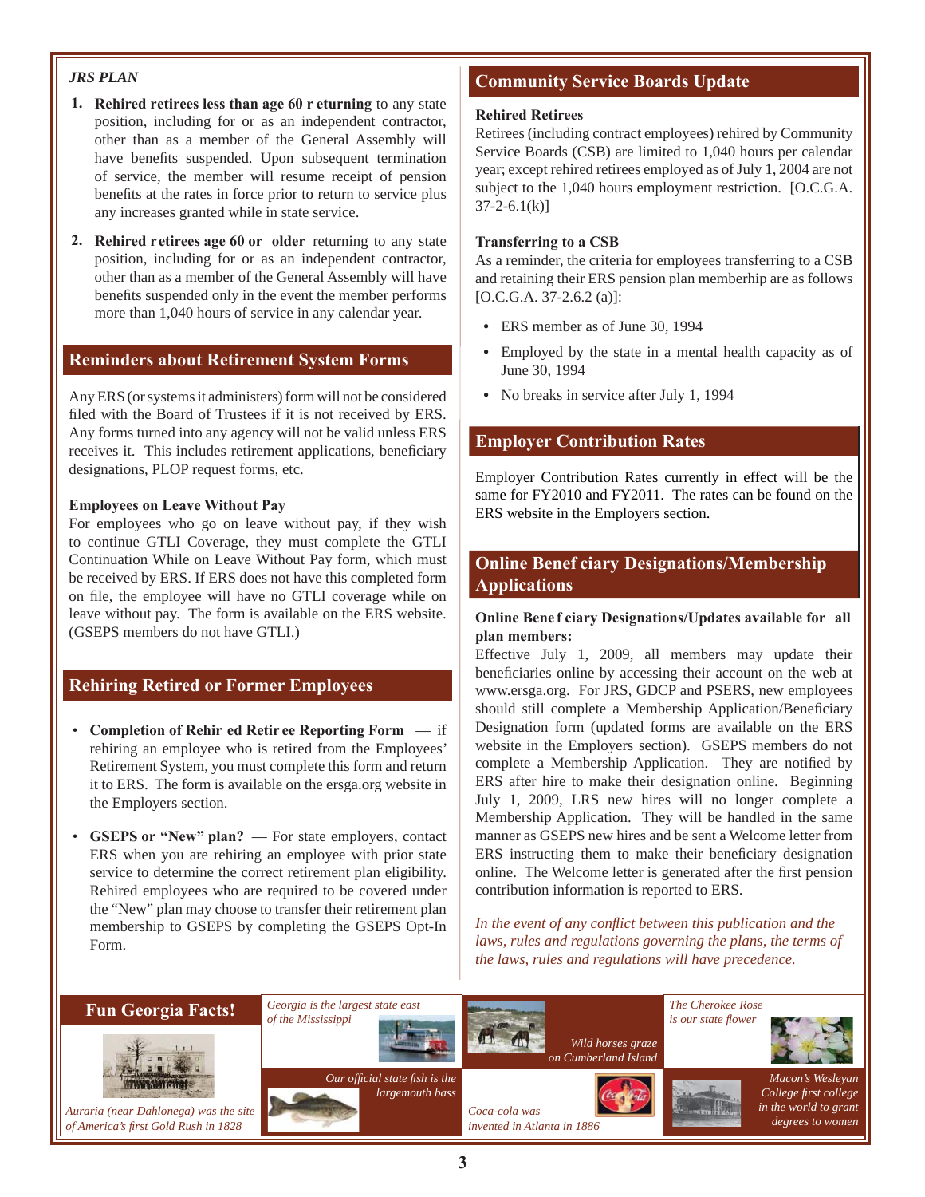*JRS PLAN*

1. **Rehired retirees less than age 60 returning** to any state position, including for or as an independent contractor, other than as a member of the General Assembly will have benefits suspended. Upon subsequent termination of service, the member will resume receipt of pension benefits at the rates in force prior to return to service plus any increases granted while in state service.

2. **Rehired retirees age 60 or older** returning to any state position, including for or as an independent contractor, other than as a member of the General Assembly will have benefits suspended only in the event the member performs more than 1,040 hours of service in any calendar year.

## Reminders about Retirement System Forms

Any ERS (or systems it administers) form will not be considered filed with the Board of Trustees if it is not received by ERS. Any forms turned into any agency will not be valid unless ERS receives it. This includes retirement applications, beneficiary designations, PLOP request forms, etc.

**Employees on Leave Without Pay**

For employees who go on leave without pay, if they wish to continue GTLI Coverage, they must complete the GTLI Continuation While on Leave Without Pay form, which must be received by ERS. If ERS does not have this completed form on file, the employee will have no GTLI coverage while on leave without pay. The form is available on the ERS website. (GSEPS members do not have GTLI.)

## Rehiring Retired or Former Employees

- **Completion of Rehired Retiree Reporting Form** — if rehiring an employee who is retired from the Employees' Retirement System, you must complete this form and return it to ERS. The form is available on the ersga.org website in the Employers section.

- **GSEPS or "New" plan?** — For state employers, contact ERS when you are rehiring an employee with prior state service to determine the correct retirement plan eligibility. Rehired employees who are required to be covered under the "New" plan may choose to transfer their retirement plan membership to GSEPS by completing the GSEPS Opt-In Form.

## Community Service Boards Update

**Rehired Retirees**

Retirees (including contract employees) rehired by Community Service Boards (CSB) are limited to 1,040 hours per calendar year; except rehired retirees employed as of July 1, 2004 are not subject to the 1,040 hours employment restriction. [O.C.G.A. 37-2-6.1(k)]

**Transferring to a CSB**

As a reminder, the criteria for employees transferring to a CSB and retaining their ERS pension plan memberhip are as follows [O.C.G.A. 37-2.6.2 (a)]:

- ERS member as of June 30, 1994
- Employed by the state in a mental health capacity as of June 30, 1994
- No breaks in service after July 1, 1994

## Employer Contribution Rates

Employer Contribution Rates currently in effect will be the same for FY2010 and FY2011. The rates can be found on the ERS website in the Employers section.

## Online Beneficiary Designations/Membership Applications

**Online Beneficiary Designations/Updates available for all plan members:**

Effective July 1, 2009, all members may update their beneficiaries online by accessing their account on the web at www.ersga.org. For JRS, GDCP and PSERS, new employees should still complete a Membership Application/Beneficiary Designation form (updated forms are available on the ERS website in the Employers section). GSEPS members do not complete a Membership Application. They are notified by ERS after hire to make their designation online. Beginning July 1, 2009, LRS new hires will no longer complete a Membership Application. They will be handled in the same manner as GSEPS new hires and be sent a Welcome letter from ERS instructing them to make their beneficiary designation online. The Welcome letter is generated after the first pension contribution information is reported to ERS.

*In the event of any conflict between this publication and the laws, rules and regulations governing the plans, the terms of the laws, rules and regulations will have precedence.*

## Fun Georgia Facts!

*Auraria (near Dahlonega) was the site of America's first Gold Rush in 1828*

*Georgia is the largest state east of the Mississippi*

*Our official state fish is the largemouth bass*

*Wild horses graze on Cumberland Island*

*Coca-cola was invented in Atlanta in 1886*

*The Cherokee Rose is our state flower*

*Macon's Wesleyan College first college in the world to grant degrees to women*